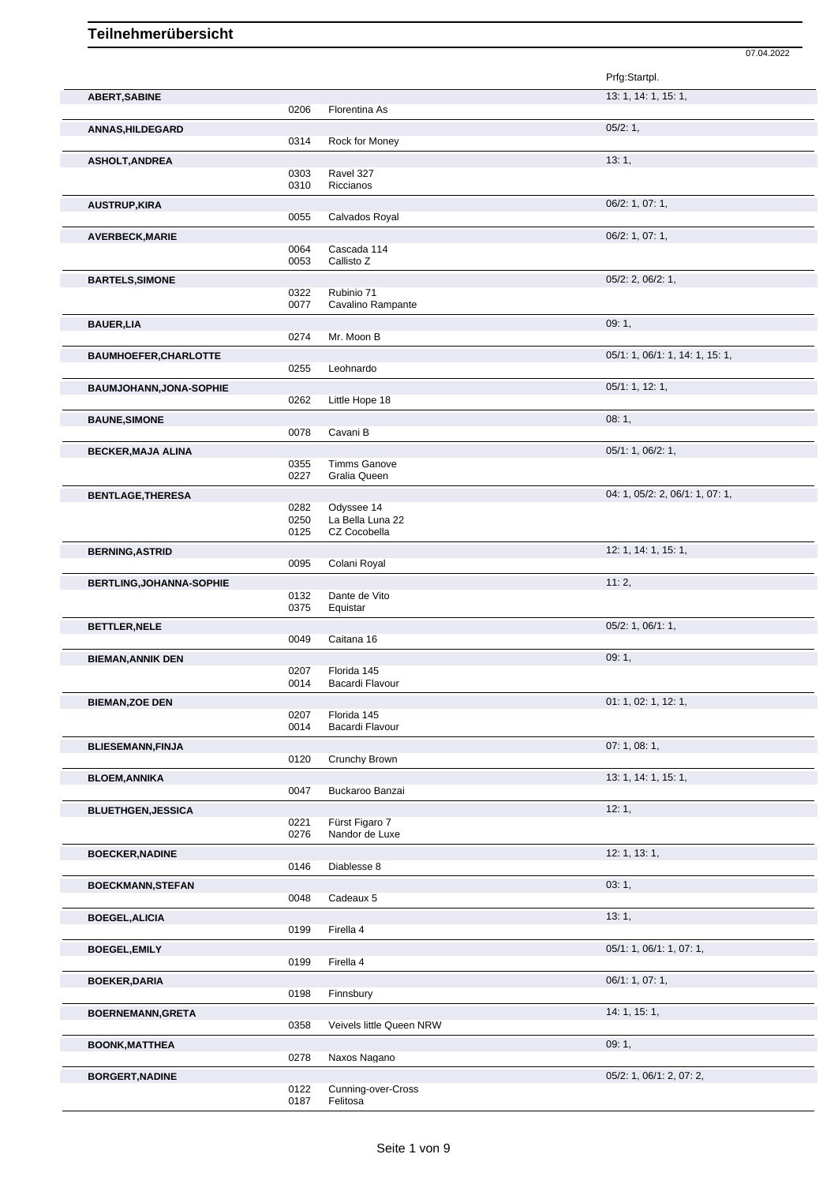# Teilnehmerübersicht

07.04.2022

| Teilnehmer | Nr. | Pferd | Prfg:Startpl. |
|---|---|---|---|
| **ABERT,SABINE** | | | 13: 1, 14: 1, 15: 1, |
| | 0206 | Florentina As | |
| **ANNAS,HILDEGARD** | | | 05/2: 1, |
| | 0314 | Rock for Money | |
| **ASHOLT,ANDREA** | | | 13: 1, |
| | 0303 | Ravel 327 | |
| | 0310 | Riccianos | |
| **AUSTRUP,KIRA** | | | 06/2: 1, 07: 1, |
| | 0055 | Calvados Royal | |
| **AVERBECK,MARIE** | | | 06/2: 1, 07: 1, |
| | 0064 | Cascada 114 | |
| | 0053 | Callisto Z | |
| **BARTELS,SIMONE** | | | 05/2: 2, 06/2: 1, |
| | 0322 | Rubinio 71 | |
| | 0077 | Cavalino Rampante | |
| **BAUER,LIA** | | | 09: 1, |
| | 0274 | Mr. Moon B | |
| **BAUMHOEFER,CHARLOTTE** | | | 05/1: 1, 06/1: 1, 14: 1, 15: 1, |
| | 0255 | Leohnardo | |
| **BAUMJOHANN,JONA-SOPHIE** | | | 05/1: 1, 12: 1, |
| | 0262 | Little Hope 18 | |
| **BAUNE,SIMONE** | | | 08: 1, |
| | 0078 | Cavani B | |
| **BECKER,MAJA ALINA** | | | 05/1: 1, 06/2: 1, |
| | 0355 | Timms Ganove | |
| | 0227 | Gralia Queen | |
| **BENTLAGE,THERESA** | | | 04: 1, 05/2: 2, 06/1: 1, 07: 1, |
| | 0282 | Odyssee 14 | |
| | 0250 | La Bella Luna 22 | |
| | 0125 | CZ Cocobella | |
| **BERNING,ASTRID** | | | 12: 1, 14: 1, 15: 1, |
| | 0095 | Colani Royal | |
| **BERTLING,JOHANNA-SOPHIE** | | | 11: 2, |
| | 0132 | Dante de Vito | |
| | 0375 | Equistar | |
| **BETTLER,NELE** | | | 05/2: 1, 06/1: 1, |
| | 0049 | Caitana 16 | |
| **BIEMAN,ANNIK DEN** | | | 09: 1, |
| | 0207 | Florida 145 | |
| | 0014 | Bacardi Flavour | |
| **BIEMAN,ZOE DEN** | | | 01: 1, 02: 1, 12: 1, |
| | 0207 | Florida 145 | |
| | 0014 | Bacardi Flavour | |
| **BLIESEMANN,FINJA** | | | 07: 1, 08: 1, |
| | 0120 | Crunchy Brown | |
| **BLOEM,ANNIKA** | | | 13: 1, 14: 1, 15: 1, |
| | 0047 | Buckaroo Banzai | |
| **BLUETHGEN,JESSICA** | | | 12: 1, |
| | 0221 | Fürst Figaro 7 | |
| | 0276 | Nandor de Luxe | |
| **BOECKER,NADINE** | | | 12: 1, 13: 1, |
| | 0146 | Diablesse 8 | |
| **BOECKMANN,STEFAN** | | | 03: 1, |
| | 0048 | Cadeaux 5 | |
| **BOEGEL,ALICIA** | | | 13: 1, |
| | 0199 | Firella 4 | |
| **BOEGEL,EMILY** | | | 05/1: 1, 06/1: 1, 07: 1, |
| | 0199 | Firella 4 | |
| **BOEKER,DARIA** | | | 06/1: 1, 07: 1, |
| | 0198 | Finnsbury | |
| **BOERNEMANN,GRETA** | | | 14: 1, 15: 1, |
| | 0358 | Veivels little Queen NRW | |
| **BOONK,MATTHEA** | | | 09: 1, |
| | 0278 | Naxos Nagano | |
| **BORGERT,NADINE** | | | 05/2: 1, 06/1: 2, 07: 2, |
| | 0122 | Cunning-over-Cross | |
| | 0187 | Felitosa | |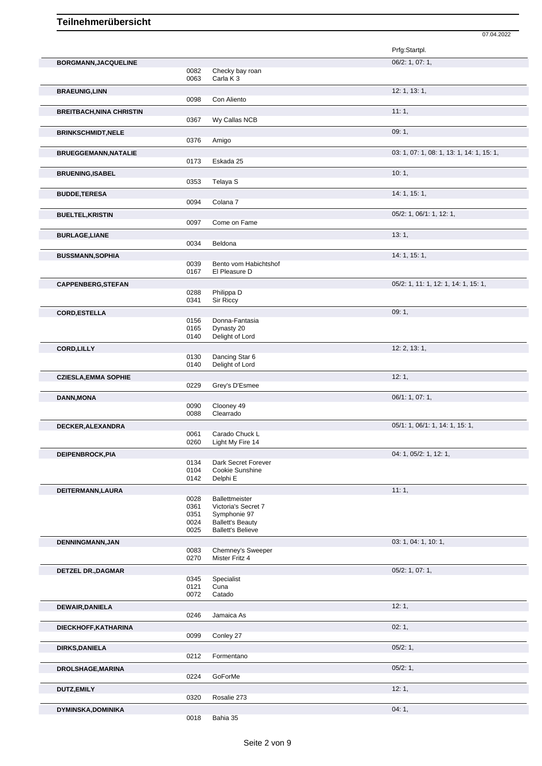# Teilnehmerübersicht

07.04.2022

| Name | Nr. | Pferd | Prfg:Startpl. |
|---|---|---|---|
| **BORGMANN,JACQUELINE** | | | 06/2: 1, 07: 1, |
| | 0082 | Checky bay roan | |
| | 0063 | Carla K 3 | |
| **BRAEUNIG,LINN** | | | 12: 1, 13: 1, |
| | 0098 | Con Aliento | |
| **BREITBACH,NINA CHRISTIN** | | | 11: 1, |
| | 0367 | Wy Callas NCB | |
| **BRINKSCHMIDT,NELE** | | | 09: 1, |
| | 0376 | Amigo | |
| **BRUEGGEMANN,NATALIE** | | | 03: 1, 07: 1, 08: 1, 13: 1, 14: 1, 15: 1, |
| | 0173 | Eskada 25 | |
| **BRUENING,ISABEL** | | | 10: 1, |
| | 0353 | Telaya S | |
| **BUDDE,TERESA** | | | 14: 1, 15: 1, |
| | 0094 | Colana 7 | |
| **BUELTEL,KRISTIN** | | | 05/2: 1, 06/1: 1, 12: 1, |
| | 0097 | Come on Fame | |
| **BURLAGE,LIANE** | | | 13: 1, |
| | 0034 | Beldona | |
| **BUSSMANN,SOPHIA** | | | 14: 1, 15: 1, |
| | 0039 | Bento vom Habichtshof | |
| | 0167 | El Pleasure D | |
| **CAPPENBERG,STEFAN** | | | 05/2: 1, 11: 1, 12: 1, 14: 1, 15: 1, |
| | 0288 | Philippa D | |
| | 0341 | Sir Riccy | |
| **CORD,ESTELLA** | | | 09: 1, |
| | 0156 | Donna-Fantasia | |
| | 0165 | Dynasty 20 | |
| | 0140 | Delight of Lord | |
| **CORD,LILLY** | | | 12: 2, 13: 1, |
| | 0130 | Dancing Star 6 | |
| | 0140 | Delight of Lord | |
| **CZIESLA,EMMA SOPHIE** | | | 12: 1, |
| | 0229 | Grey's D'Esmee | |
| **DANN,MONA** | | | 06/1: 1, 07: 1, |
| | 0090 | Clooney 49 | |
| | 0088 | Clearrado | |
| **DECKER,ALEXANDRA** | | | 05/1: 1, 06/1: 1, 14: 1, 15: 1, |
| | 0061 | Carado Chuck L | |
| | 0260 | Light My Fire 14 | |
| **DEIPENBROCK,PIA** | | | 04: 1, 05/2: 1, 12: 1, |
| | 0134 | Dark Secret Forever | |
| | 0104 | Cookie Sunshine | |
| | 0142 | Delphi E | |
| **DEITERMANN,LAURA** | | | 11: 1, |
| | 0028 | Ballettmeister | |
| | 0361 | Victoria's Secret 7 | |
| | 0351 | Symphonie 97 | |
| | 0024 | Ballett's Beauty | |
| | 0025 | Ballett's Believe | |
| **DENNINGMANN,JAN** | | | 03: 1, 04: 1, 10: 1, |
| | 0083 | Chemney's Sweeper | |
| | 0270 | Mister Fritz 4 | |
| **DETZEL DR.,DAGMAR** | | | 05/2: 1, 07: 1, |
| | 0345 | Specialist | |
| | 0121 | Cuna | |
| | 0072 | Catado | |
| **DEWAIR,DANIELA** | | | 12: 1, |
| | 0246 | Jamaica As | |
| **DIECKHOFF,KATHARINA** | | | 02: 1, |
| | 0099 | Conley 27 | |
| **DIRKS,DANIELA** | | | 05/2: 1, |
| | 0212 | Formentano | |
| **DROLSHAGE,MARINA** | | | 05/2: 1, |
| | 0224 | GoForMe | |
| **DUTZ,EMILY** | | | 12: 1, |
| | 0320 | Rosalie 273 | |
| **DYMINSKA,DOMINIKA** | | | 04: 1, |
| | 0018 | Bahia 35 | |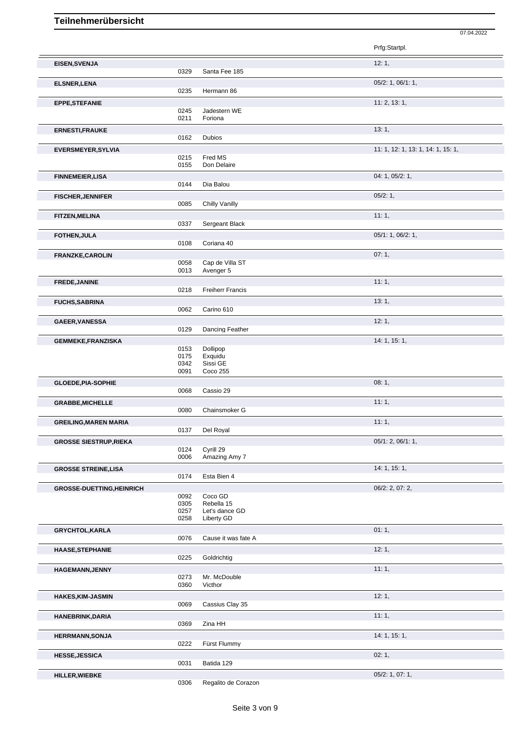# Teilnehmerübersicht

07.04.2022

| Name | Nr. | Pferd | Prfg:Startpl. |
|---|---|---|---|
| **EISEN,SVENJA** | | | 12: 1, |
| | 0329 | Santa Fee 185 | |
| **ELSNER,LENA** | | | 05/2: 1, 06/1: 1, |
| | 0235 | Hermann 86 | |
| **EPPE,STEFANIE** | | | 11: 2, 13: 1, |
| | 0245 | Jadestern WE | |
| | 0211 | Foriona | |
| **ERNESTI,FRAUKE** | | | 13: 1, |
| | 0162 | Dubios | |
| **EVERSMEYER,SYLVIA** | | | 11: 1, 12: 1, 13: 1, 14: 1, 15: 1, |
| | 0215 | Fred MS | |
| | 0155 | Don Delaire | |
| **FINNEMEIER,LISA** | | | 04: 1, 05/2: 1, |
| | 0144 | Dia Balou | |
| **FISCHER,JENNIFER** | | | 05/2: 1, |
| | 0085 | Chilly Vanilly | |
| **FITZEN,MELINA** | | | 11: 1, |
| | 0337 | Sergeant Black | |
| **FOTHEN,JULA** | | | 05/1: 1, 06/2: 1, |
| | 0108 | Coriana 40 | |
| **FRANZKE,CAROLIN** | | | 07: 1, |
| | 0058 | Cap de Villa ST | |
| | 0013 | Avenger 5 | |
| **FREDE,JANINE** | | | 11: 1, |
| | 0218 | Freiherr Francis | |
| **FUCHS,SABRINA** | | | 13: 1, |
| | 0062 | Carino 610 | |
| **GAEER,VANESSA** | | | 12: 1, |
| | 0129 | Dancing Feather | |
| **GEMMEKE,FRANZISKA** | | | 14: 1, 15: 1, |
| | 0153 | Dollipop | |
| | 0175 | Exquidu | |
| | 0342 | Sissi GE | |
| | 0091 | Coco 255 | |
| **GLOEDE,PIA-SOPHIE** | | | 08: 1, |
| | 0068 | Cassio 29 | |
| **GRABBE,MICHELLE** | | | 11: 1, |
| | 0080 | Chainsmoker G | |
| **GREILING,MAREN MARIA** | | | 11: 1, |
| | 0137 | Del Royal | |
| **GROSSE SIESTRUP,RIEKA** | | | 05/1: 2, 06/1: 1, |
| | 0124 | Cyrill 29 | |
| | 0006 | Amazing Amy 7 | |
| **GROSSE STREINE,LISA** | | | 14: 1, 15: 1, |
| | 0174 | Esta Bien 4 | |
| **GROSSE-DUETTING,HEINRICH** | | | 06/2: 2, 07: 2, |
| | 0092 | Coco GD | |
| | 0305 | Rebella 15 | |
| | 0257 | Let's dance GD | |
| | 0258 | Liberty GD | |
| **GRYCHTOL,KARLA** | | | 01: 1, |
| | 0076 | Cause it was fate A | |
| **HAASE,STEPHANIE** | | | 12: 1, |
| | 0225 | Goldrichtig | |
| **HAGEMANN,JENNY** | | | 11: 1, |
| | 0273 | Mr. McDouble | |
| | 0360 | Victhor | |
| **HAKES,KIM-JASMIN** | | | 12: 1, |
| | 0069 | Cassius Clay 35 | |
| **HANEBRINK,DARIA** | | | 11: 1, |
| | 0369 | Zina HH | |
| **HERRMANN,SONJA** | | | 14: 1, 15: 1, |
| | 0222 | Fürst Flummy | |
| **HESSE,JESSICA** | | | 02: 1, |
| | 0031 | Batida 129 | |
| **HILLER,WIEBKE** | | | 05/2: 1, 07: 1, |
| | 0306 | Regalito de Corazon | |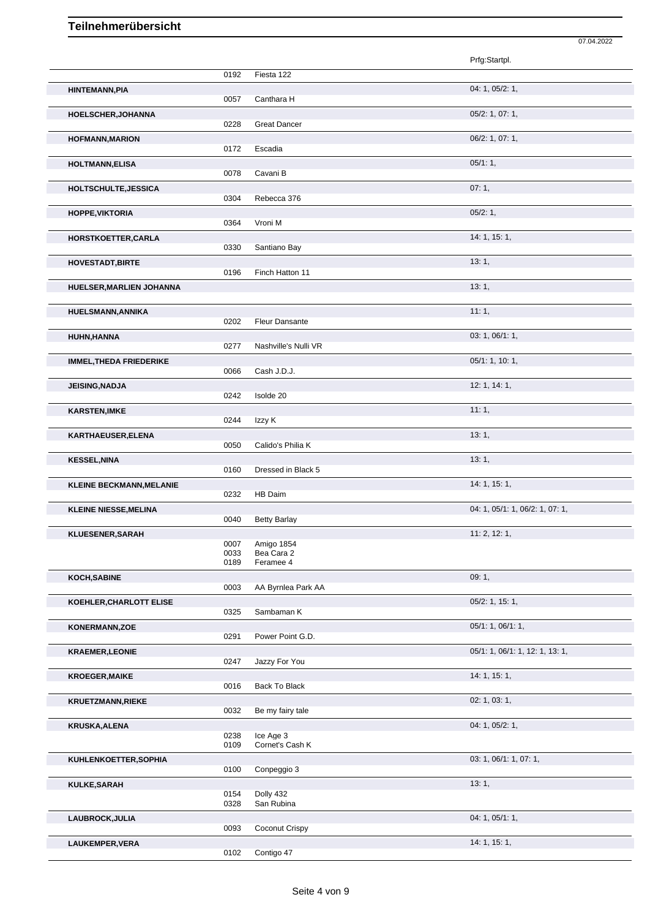# Teilnehmerübersicht

07.04.2022

| Name | Nr. | Pferd | Prfg:Startpl. |
|---|---|---|---|
| | 0192 | Fiesta 122 | |
| **HINTEMANN,PIA** | | | 04: 1, 05/2: 1, |
| | 0057 | Canthara H | |
| **HOELSCHER,JOHANNA** | | | 05/2: 1, 07: 1, |
| | 0228 | Great Dancer | |
| **HOFMANN,MARION** | | | 06/2: 1, 07: 1, |
| | 0172 | Escadia | |
| **HOLTMANN,ELISA** | | | 05/1: 1, |
| | 0078 | Cavani B | |
| **HOLTSCHULTE,JESSICA** | | | 07: 1, |
| | 0304 | Rebecca 376 | |
| **HOPPE,VIKTORIA** | | | 05/2: 1, |
| | 0364 | Vroni M | |
| **HORSTKOETTER,CARLA** | | | 14: 1, 15: 1, |
| | 0330 | Santiano Bay | |
| **HOVESTADT,BIRTE** | | | 13: 1, |
| | 0196 | Finch Hatton 11 | |
| **HUELSER,MARLIEN JOHANNA** | | | 13: 1, |
| **HUELSMANN,ANNIKA** | | | 11: 1, |
| | 0202 | Fleur Dansante | |
| **HUHN,HANNA** | | | 03: 1, 06/1: 1, |
| | 0277 | Nashville's Nulli VR | |
| **IMMEL,THEDA FRIEDERIKE** | | | 05/1: 1, 10: 1, |
| | 0066 | Cash J.D.J. | |
| **JEISING,NADJA** | | | 12: 1, 14: 1, |
| | 0242 | Isolde 20 | |
| **KARSTEN,IMKE** | | | 11: 1, |
| | 0244 | Izzy K | |
| **KARTHAEUSER,ELENA** | | | 13: 1, |
| | 0050 | Calido's Philia K | |
| **KESSEL,NINA** | | | 13: 1, |
| | 0160 | Dressed in Black 5 | |
| **KLEINE BECKMANN,MELANIE** | | | 14: 1, 15: 1, |
| | 0232 | HB Daim | |
| **KLEINE NIESSE,MELINA** | | | 04: 1, 05/1: 1, 06/2: 1, 07: 1, |
| | 0040 | Betty Barlay | |
| **KLUESENER,SARAH** | | | 11: 2, 12: 1, |
| | 0007 | Amigo 1854 | |
| | 0033 | Bea Cara 2 | |
| | 0189 | Feramee 4 | |
| **KOCH,SABINE** | | | 09: 1, |
| | 0003 | AA Byrnlea Park AA | |
| **KOEHLER,CHARLOTT ELISE** | | | 05/2: 1, 15: 1, |
| | 0325 | Sambaman K | |
| **KONERMANN,ZOE** | | | 05/1: 1, 06/1: 1, |
| | 0291 | Power Point G.D. | |
| **KRAEMER,LEONIE** | | | 05/1: 1, 06/1: 1, 12: 1, 13: 1, |
| | 0247 | Jazzy For You | |
| **KROEGER,MAIKE** | | | 14: 1, 15: 1, |
| | 0016 | Back To Black | |
| **KRUETZMANN,RIEKE** | | | 02: 1, 03: 1, |
| | 0032 | Be my fairy tale | |
| **KRUSKA,ALENA** | | | 04: 1, 05/2: 1, |
| | 0238 | Ice Age 3 | |
| | 0109 | Cornet's Cash K | |
| **KUHLENKOETTER,SOPHIA** | | | 03: 1, 06/1: 1, 07: 1, |
| | 0100 | Conpeggio 3 | |
| **KULKE,SARAH** | | | 13: 1, |
| | 0154 | Dolly 432 | |
| | 0328 | San Rubina | |
| **LAUBROCK,JULIA** | | | 04: 1, 05/1: 1, |
| | 0093 | Coconut Crispy | |
| **LAUKEMPER,VERA** | | | 14: 1, 15: 1, |
| | 0102 | Contigo 47 | |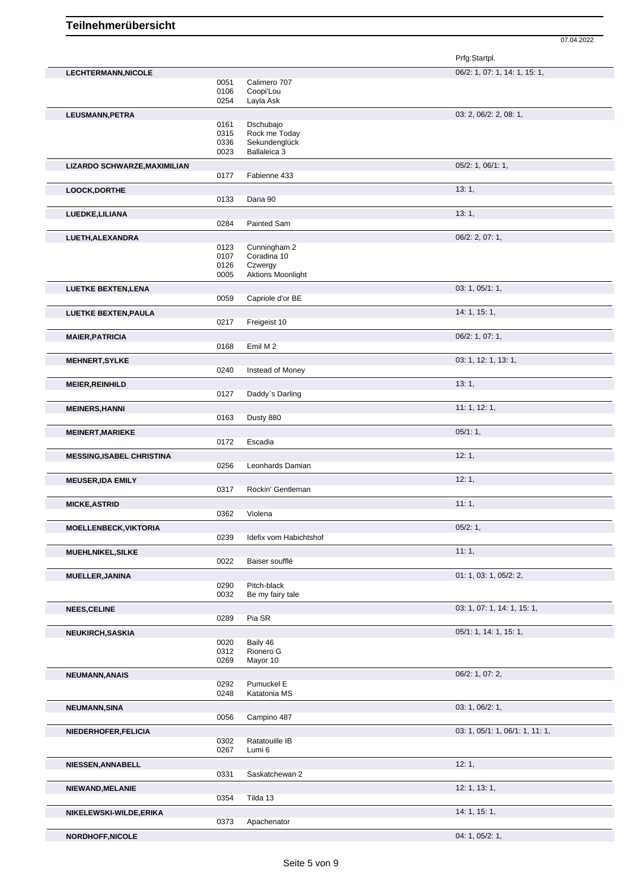# Teilnehmerübersicht

07.04.2022

| Teilnehmer | Nr. | Pferd | Prfg:Startpl. |
|---|---|---|---|
| **LECHTERMANN,NICOLE** | | | 06/2: 1, 07: 1, 14: 1, 15: 1, |
| | 0051 | Calimero 707 | |
| | 0106 | Coopi'Lou | |
| | 0254 | Layla Ask | |
| **LEUSMANN,PETRA** | | | 03: 2, 06/2: 2, 08: 1, |
| | 0161 | Dschubajo | |
| | 0315 | Rock me Today | |
| | 0336 | Sekundenglück | |
| | 0023 | Ballaleica 3 | |
| **LIZARDO SCHWARZE,MAXIMILIAN** | | | 05/2: 1, 06/1: 1, |
| | 0177 | Fabienne 433 | |
| **LOOCK,DORTHE** | | | 13: 1, |
| | 0133 | Daria 90 | |
| **LUEDKE,LILIANA** | | | 13: 1, |
| | 0284 | Painted Sam | |
| **LUETH,ALEXANDRA** | | | 06/2: 2, 07: 1, |
| | 0123 | Cunningham 2 | |
| | 0107 | Coradina 10 | |
| | 0126 | Czwergy | |
| | 0005 | Aktions Moonlight | |
| **LUETKE BEXTEN,LENA** | | | 03: 1, 05/1: 1, |
| | 0059 | Capriole d'or BE | |
| **LUETKE BEXTEN,PAULA** | | | 14: 1, 15: 1, |
| | 0217 | Freigeist 10 | |
| **MAIER,PATRICIA** | | | 06/2: 1, 07: 1, |
| | 0168 | Emil M 2 | |
| **MEHNERT,SYLKE** | | | 03: 1, 12: 1, 13: 1, |
| | 0240 | Instead of Money | |
| **MEIER,REINHILD** | | | 13: 1, |
| | 0127 | Daddy`s Darling | |
| **MEINERS,HANNI** | | | 11: 1, 12: 1, |
| | 0163 | Dusty 880 | |
| **MEINERT,MARIEKE** | | | 05/1: 1, |
| | 0172 | Escadia | |
| **MESSING,ISABEL CHRISTINA** | | | 12: 1, |
| | 0256 | Leonhards Damian | |
| **MEUSER,IDA EMILY** | | | 12: 1, |
| | 0317 | Rockin' Gentleman | |
| **MICKE,ASTRID** | | | 11: 1, |
| | 0362 | Violena | |
| **MOELLENBECK,VIKTORIA** | | | 05/2: 1, |
| | 0239 | Idefix vom Habichtshof | |
| **MUEHLNIKEL,SILKE** | | | 11: 1, |
| | 0022 | Baiser soufflé | |
| **MUELLER,JANINA** | | | 01: 1, 03: 1, 05/2: 2, |
| | 0290 | Pitch-black | |
| | 0032 | Be my fairy tale | |
| **NEES,CELINE** | | | 03: 1, 07: 1, 14: 1, 15: 1, |
| | 0289 | Pia SR | |
| **NEUKIRCH,SASKIA** | | | 05/1: 1, 14: 1, 15: 1, |
| | 0020 | Baily 46 | |
| | 0312 | Rionero G | |
| | 0269 | Mayor 10 | |
| **NEUMANN,ANAIS** | | | 06/2: 1, 07: 2, |
| | 0292 | Pumuckel E | |
| | 0248 | Katatonia MS | |
| **NEUMANN,SINA** | | | 03: 1, 06/2: 1, |
| | 0056 | Campino 487 | |
| **NIEDERHOFER,FELICIA** | | | 03: 1, 05/1: 1, 06/1: 1, 11: 1, |
| | 0302 | Ratatouille IB | |
| | 0267 | Lumi 6 | |
| **NIESSEN,ANNABELL** | | | 12: 1, |
| | 0331 | Saskatchewan 2 | |
| **NIEWAND,MELANIE** | | | 12: 1, 13: 1, |
| | 0354 | Tilda 13 | |
| **NIKELEWSKI-WILDE,ERIKA** | | | 14: 1, 15: 1, |
| | 0373 | Apachenator | |
| **NORDHOFF,NICOLE** | | | 04: 1, 05/2: 1, |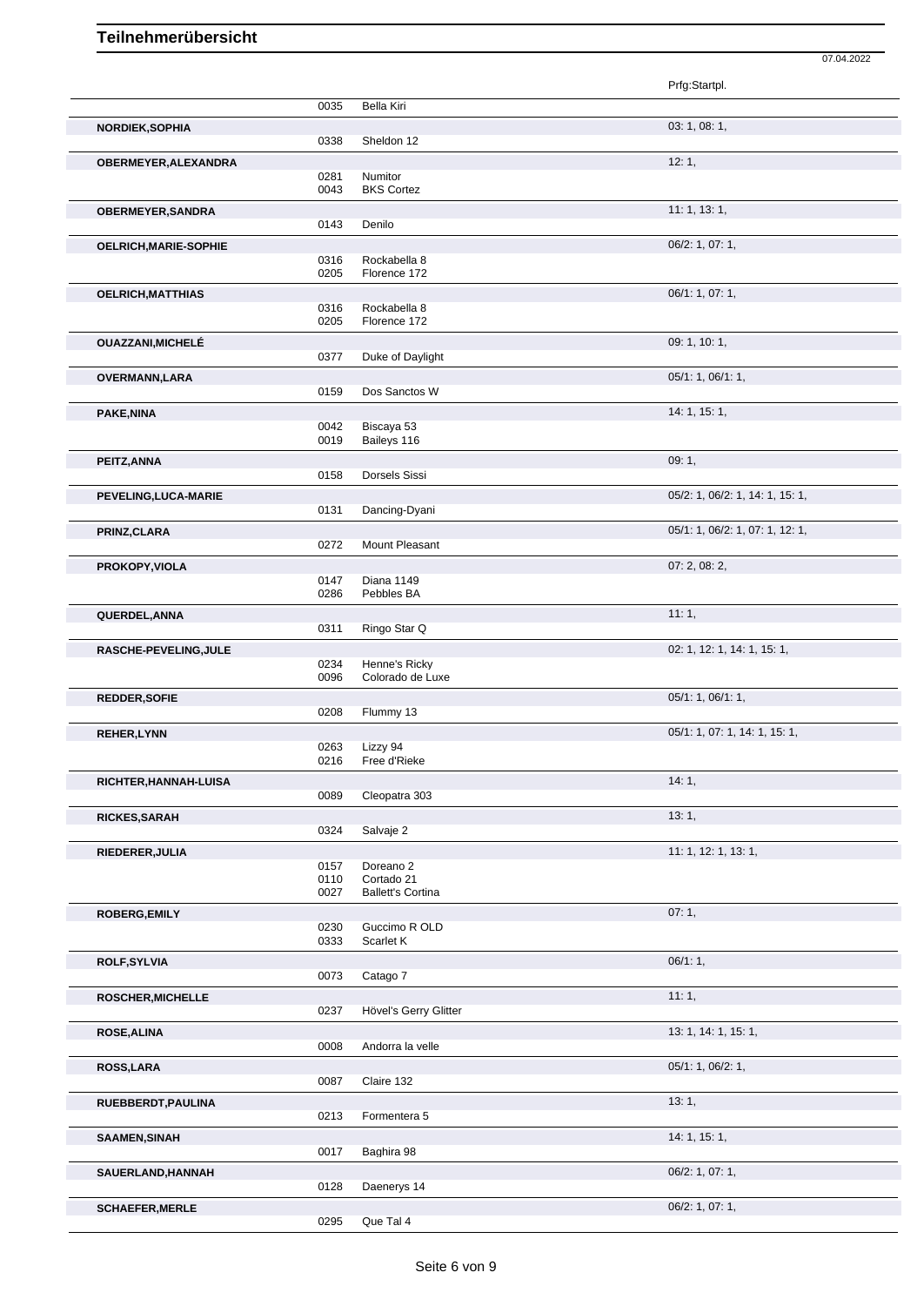# Teilnehmerübersicht

07.04.2022

| Name | Nr. | Pferd | Prfg:Startpl. |
|---|---|---|---|
| | 0035 | Bella Kiri | |
| **NORDIEK,SOPHIA** | | | 03: 1, 08: 1, |
| | 0338 | Sheldon 12 | |
| **OBERMEYER,ALEXANDRA** | | | 12: 1, |
| | 0281 | Numitor | |
| | 0043 | BKS Cortez | |
| **OBERMEYER,SANDRA** | | | 11: 1, 13: 1, |
| | 0143 | Denilo | |
| **OELRICH,MARIE-SOPHIE** | | | 06/2: 1, 07: 1, |
| | 0316 | Rockabella 8 | |
| | 0205 | Florence 172 | |
| **OELRICH,MATTHIAS** | | | 06/1: 1, 07: 1, |
| | 0316 | Rockabella 8 | |
| | 0205 | Florence 172 | |
| **OUAZZANI,MICHELÉ** | | | 09: 1, 10: 1, |
| | 0377 | Duke of Daylight | |
| **OVERMANN,LARA** | | | 05/1: 1, 06/1: 1, |
| | 0159 | Dos Sanctos W | |
| **PAKE,NINA** | | | 14: 1, 15: 1, |
| | 0042 | Biscaya 53 | |
| | 0019 | Baileys 116 | |
| **PEITZ,ANNA** | | | 09: 1, |
| | 0158 | Dorsels Sissi | |
| **PEVELING,LUCA-MARIE** | | | 05/2: 1, 06/2: 1, 14: 1, 15: 1, |
| | 0131 | Dancing-Dyani | |
| **PRINZ,CLARA** | | | 05/1: 1, 06/2: 1, 07: 1, 12: 1, |
| | 0272 | Mount Pleasant | |
| **PROKOPY,VIOLA** | | | 07: 2, 08: 2, |
| | 0147 | Diana 1149 | |
| | 0286 | Pebbles BA | |
| **QUERDEL,ANNA** | | | 11: 1, |
| | 0311 | Ringo Star Q | |
| **RASCHE-PEVELING,JULE** | | | 02: 1, 12: 1, 14: 1, 15: 1, |
| | 0234 | Henne's Ricky | |
| | 0096 | Colorado de Luxe | |
| **REDDER,SOFIE** | | | 05/1: 1, 06/1: 1, |
| | 0208 | Flummy 13 | |
| **REHER,LYNN** | | | 05/1: 1, 07: 1, 14: 1, 15: 1, |
| | 0263 | Lizzy 94 | |
| | 0216 | Free d'Rieke | |
| **RICHTER,HANNAH-LUISA** | | | 14: 1, |
| | 0089 | Cleopatra 303 | |
| **RICKES,SARAH** | | | 13: 1, |
| | 0324 | Salvaje 2 | |
| **RIEDERER,JULIA** | | | 11: 1, 12: 1, 13: 1, |
| | 0157 | Doreano 2 | |
| | 0110 | Cortado 21 | |
| | 0027 | Ballett's Cortina | |
| **ROBERG,EMILY** | | | 07: 1, |
| | 0230 | Guccimo R OLD | |
| | 0333 | Scarlet K | |
| **ROLF,SYLVIA** | | | 06/1: 1, |
| | 0073 | Catago 7 | |
| **ROSCHER,MICHELLE** | | | 11: 1, |
| | 0237 | Hövel's Gerry Glitter | |
| **ROSE,ALINA** | | | 13: 1, 14: 1, 15: 1, |
| | 0008 | Andorra la velle | |
| **ROSS,LARA** | | | 05/1: 1, 06/2: 1, |
| | 0087 | Claire 132 | |
| **RUEBBERDT,PAULINA** | | | 13: 1, |
| | 0213 | Formentera 5 | |
| **SAAMEN,SINAH** | | | 14: 1, 15: 1, |
| | 0017 | Baghira 98 | |
| **SAUERLAND,HANNAH** | | | 06/2: 1, 07: 1, |
| | 0128 | Daenerys 14 | |
| **SCHAEFER,MERLE** | | | 06/2: 1, 07: 1, |
| | 0295 | Que Tal 4 | |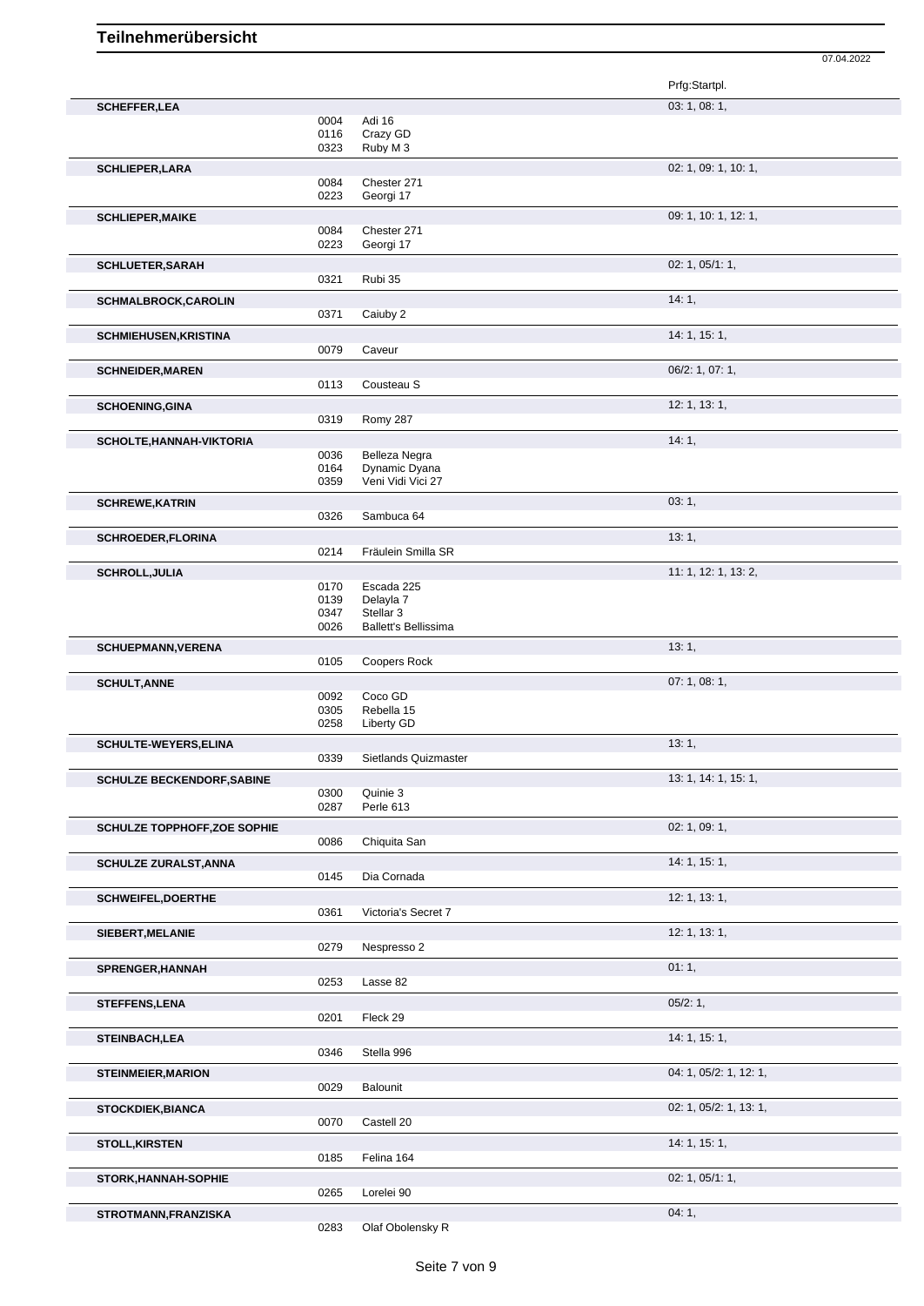# Teilnehmerübersicht

07.04.2022

| Name | Nr. | Pferd | Prfg:Startpl. |
|---|---|---|---|
| **SCHEFFER,LEA** | | | 03: 1, 08: 1, |
| | 0004 | Adi 16 | |
| | 0116 | Crazy GD | |
| | 0323 | Ruby M 3 | |
| **SCHLIEPER,LARA** | | | 02: 1, 09: 1, 10: 1, |
| | 0084 | Chester 271 | |
| | 0223 | Georgi 17 | |
| **SCHLIEPER,MAIKE** | | | 09: 1, 10: 1, 12: 1, |
| | 0084 | Chester 271 | |
| | 0223 | Georgi 17 | |
| **SCHLUETER,SARAH** | | | 02: 1, 05/1: 1, |
| | 0321 | Rubi 35 | |
| **SCHMALBROCK,CAROLIN** | | | 14: 1, |
| | 0371 | Caiuby 2 | |
| **SCHMIEHUSEN,KRISTINA** | | | 14: 1, 15: 1, |
| | 0079 | Caveur | |
| **SCHNEIDER,MAREN** | | | 06/2: 1, 07: 1, |
| | 0113 | Cousteau S | |
| **SCHOENING,GINA** | | | 12: 1, 13: 1, |
| | 0319 | Romy 287 | |
| **SCHOLTE,HANNAH-VIKTORIA** | | | 14: 1, |
| | 0036 | Belleza Negra | |
| | 0164 | Dynamic Dyana | |
| | 0359 | Veni Vidi Vici 27 | |
| **SCHREWE,KATRIN** | | | 03: 1, |
| | 0326 | Sambuca 64 | |
| **SCHROEDER,FLORINA** | | | 13: 1, |
| | 0214 | Fräulein Smilla SR | |
| **SCHROLL,JULIA** | | | 11: 1, 12: 1, 13: 2, |
| | 0170 | Escada 225 | |
| | 0139 | Delayla 7 | |
| | 0347 | Stellar 3 | |
| | 0026 | Ballett's Bellissima | |
| **SCHUEPMANN,VERENA** | | | 13: 1, |
| | 0105 | Coopers Rock | |
| **SCHULT,ANNE** | | | 07: 1, 08: 1, |
| | 0092 | Coco GD | |
| | 0305 | Rebella 15 | |
| | 0258 | Liberty GD | |
| **SCHULTE-WEYERS,ELINA** | | | 13: 1, |
| | 0339 | Sietlands Quizmaster | |
| **SCHULZE BECKENDORF,SABINE** | | | 13: 1, 14: 1, 15: 1, |
| | 0300 | Quinie 3 | |
| | 0287 | Perle 613 | |
| **SCHULZE TOPPHOFF,ZOE SOPHIE** | | | 02: 1, 09: 1, |
| | 0086 | Chiquita San | |
| **SCHULZE ZURALST,ANNA** | | | 14: 1, 15: 1, |
| | 0145 | Dia Cornada | |
| **SCHWEIFEL,DOERTHE** | | | 12: 1, 13: 1, |
| | 0361 | Victoria's Secret 7 | |
| **SIEBERT,MELANIE** | | | 12: 1, 13: 1, |
| | 0279 | Nespresso 2 | |
| **SPRENGER,HANNAH** | | | 01: 1, |
| | 0253 | Lasse 82 | |
| **STEFFENS,LENA** | | | 05/2: 1, |
| | 0201 | Fleck 29 | |
| **STEINBACH,LEA** | | | 14: 1, 15: 1, |
| | 0346 | Stella 996 | |
| **STEINMEIER,MARION** | | | 04: 1, 05/2: 1, 12: 1, |
| | 0029 | Balounit | |
| **STOCKDIEK,BIANCA** | | | 02: 1, 05/2: 1, 13: 1, |
| | 0070 | Castell 20 | |
| **STOLL,KIRSTEN** | | | 14: 1, 15: 1, |
| | 0185 | Felina 164 | |
| **STORK,HANNAH-SOPHIE** | | | 02: 1, 05/1: 1, |
| | 0265 | Lorelei 90 | |
| **STROTMANN,FRANZISKA** | | | 04: 1, |
| | 0283 | Olaf Obolensky R | |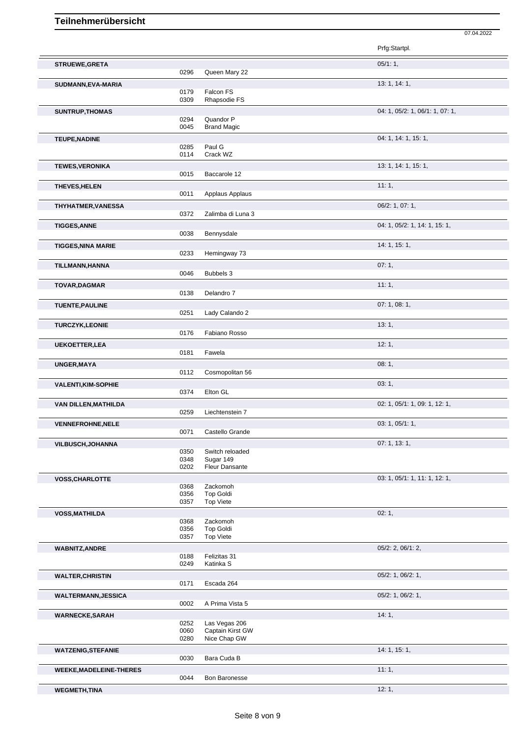# Teilnehmerübersicht

07.04.2022

| Name | Nr. | Pferd | Prfg:Startpl. |
|---|---|---|---|
| **STRUEWE,GRETA** | | | 05/1: 1, |
| | 0296 | Queen Mary 22 | |
| **SUDMANN,EVA-MARIA** | | | 13: 1, 14: 1, |
| | 0179 | Falcon FS | |
| | 0309 | Rhapsodie FS | |
| **SUNTRUP,THOMAS** | | | 04: 1, 05/2: 1, 06/1: 1, 07: 1, |
| | 0294 | Quandor P | |
| | 0045 | Brand Magic | |
| **TEUPE,NADINE** | | | 04: 1, 14: 1, 15: 1, |
| | 0285 | Paul G | |
| | 0114 | Crack WZ | |
| **TEWES,VERONIKA** | | | 13: 1, 14: 1, 15: 1, |
| | 0015 | Baccarole 12 | |
| **THEVES,HELEN** | | | 11: 1, |
| | 0011 | Applaus Applaus | |
| **THYHATMER,VANESSA** | | | 06/2: 1, 07: 1, |
| | 0372 | Zalimba di Luna 3 | |
| **TIGGES,ANNE** | | | 04: 1, 05/2: 1, 14: 1, 15: 1, |
| | 0038 | Bennysdale | |
| **TIGGES,NINA MARIE** | | | 14: 1, 15: 1, |
| | 0233 | Hemingway 73 | |
| **TILLMANN,HANNA** | | | 07: 1, |
| | 0046 | Bubbels 3 | |
| **TOVAR,DAGMAR** | | | 11: 1, |
| | 0138 | Delandro 7 | |
| **TUENTE,PAULINE** | | | 07: 1, 08: 1, |
| | 0251 | Lady Calando 2 | |
| **TURCZYK,LEONIE** | | | 13: 1, |
| | 0176 | Fabiano Rosso | |
| **UEKOETTER,LEA** | | | 12: 1, |
| | 0181 | Fawela | |
| **UNGER,MAYA** | | | 08: 1, |
| | 0112 | Cosmopolitan 56 | |
| **VALENTI,KIM-SOPHIE** | | | 03: 1, |
| | 0374 | Elton GL | |
| **VAN DILLEN,MATHILDA** | | | 02: 1, 05/1: 1, 09: 1, 12: 1, |
| | 0259 | Liechtenstein 7 | |
| **VENNEFROHNE,NELE** | | | 03: 1, 05/1: 1, |
| | 0071 | Castello Grande | |
| **VILBUSCH,JOHANNA** | | | 07: 1, 13: 1, |
| | 0350 | Switch reloaded | |
| | 0348 | Sugar 149 | |
| | 0202 | Fleur Dansante | |
| **VOSS,CHARLOTTE** | | | 03: 1, 05/1: 1, 11: 1, 12: 1, |
| | 0368 | Zackomoh | |
| | 0356 | Top Goldi | |
| | 0357 | Top Viete | |
| **VOSS,MATHILDA** | | | 02: 1, |
| | 0368 | Zackomoh | |
| | 0356 | Top Goldi | |
| | 0357 | Top Viete | |
| **WABNITZ,ANDRE** | | | 05/2: 2, 06/1: 2, |
| | 0188 | Felizitas 31 | |
| | 0249 | Katinka S | |
| **WALTER,CHRISTIN** | | | 05/2: 1, 06/2: 1, |
| | 0171 | Escada 264 | |
| **WALTERMANN,JESSICA** | | | 05/2: 1, 06/2: 1, |
| | 0002 | A Prima Vista 5 | |
| **WARNECKE,SARAH** | | | 14: 1, |
| | 0252 | Las Vegas 206 | |
| | 0060 | Captain Kirst GW | |
| | 0280 | Nice Chap GW | |
| **WATZENIG,STEFANIE** | | | 14: 1, 15: 1, |
| | 0030 | Bara Cuda B | |
| **WEEKE,MADELEINE-THERES** | | | 11: 1, |
| | 0044 | Bon Baronesse | |
| **WEGMETH,TINA** | | | 12: 1, |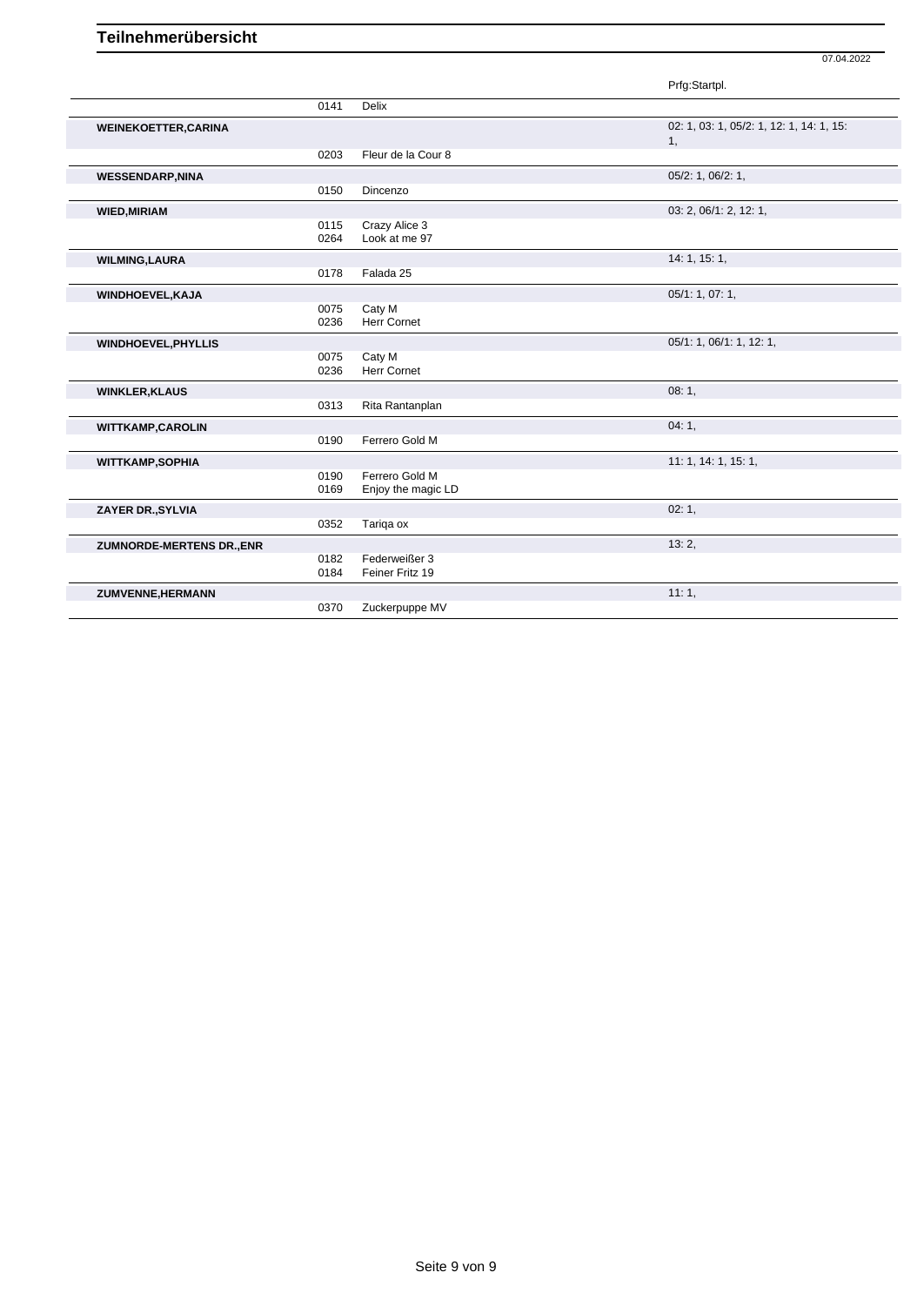## Teilnehmerübersicht

07.04.2022

| | | | Prfg:Startpl. |
|---|---|---|---|
| | 0141 | Delix | |
| **WEINEKOETTER,CARINA** | | | 02: 1, 03: 1, 05/2: 1, 12: 1, 14: 1, 15: 1, |
| | 0203 | Fleur de la Cour 8 | |
| **WESSENDARP,NINA** | | | 05/2: 1, 06/2: 1, |
| | 0150 | Dincenzo | |
| **WIED,MIRIAM** | | | 03: 2, 06/1: 2, 12: 1, |
| | 0115 | Crazy Alice 3 | |
| | 0264 | Look at me 97 | |
| **WILMING,LAURA** | | | 14: 1, 15: 1, |
| | 0178 | Falada 25 | |
| **WINDHOEVEL,KAJA** | | | 05/1: 1, 07: 1, |
| | 0075 | Caty M | |
| | 0236 | Herr Cornet | |
| **WINDHOEVEL,PHYLLIS** | | | 05/1: 1, 06/1: 1, 12: 1, |
| | 0075 | Caty M | |
| | 0236 | Herr Cornet | |
| **WINKLER,KLAUS** | | | 08: 1, |
| | 0313 | Rita Rantanplan | |
| **WITTKAMP,CAROLIN** | | | 04: 1, |
| | 0190 | Ferrero Gold M | |
| **WITTKAMP,SOPHIA** | | | 11: 1, 14: 1, 15: 1, |
| | 0190 | Ferrero Gold M | |
| | 0169 | Enjoy the magic LD | |
| **ZAYER DR.,SYLVIA** | | | 02: 1, |
| | 0352 | Tariqa ox | |
| **ZUMNORDE-MERTENS DR.,ENR** | | | 13: 2, |
| | 0182 | Federweißer 3 | |
| | 0184 | Feiner Fritz 19 | |
| **ZUMVENNE,HERMANN** | | | 11: 1, |
| | 0370 | Zuckerpuppe MV | |